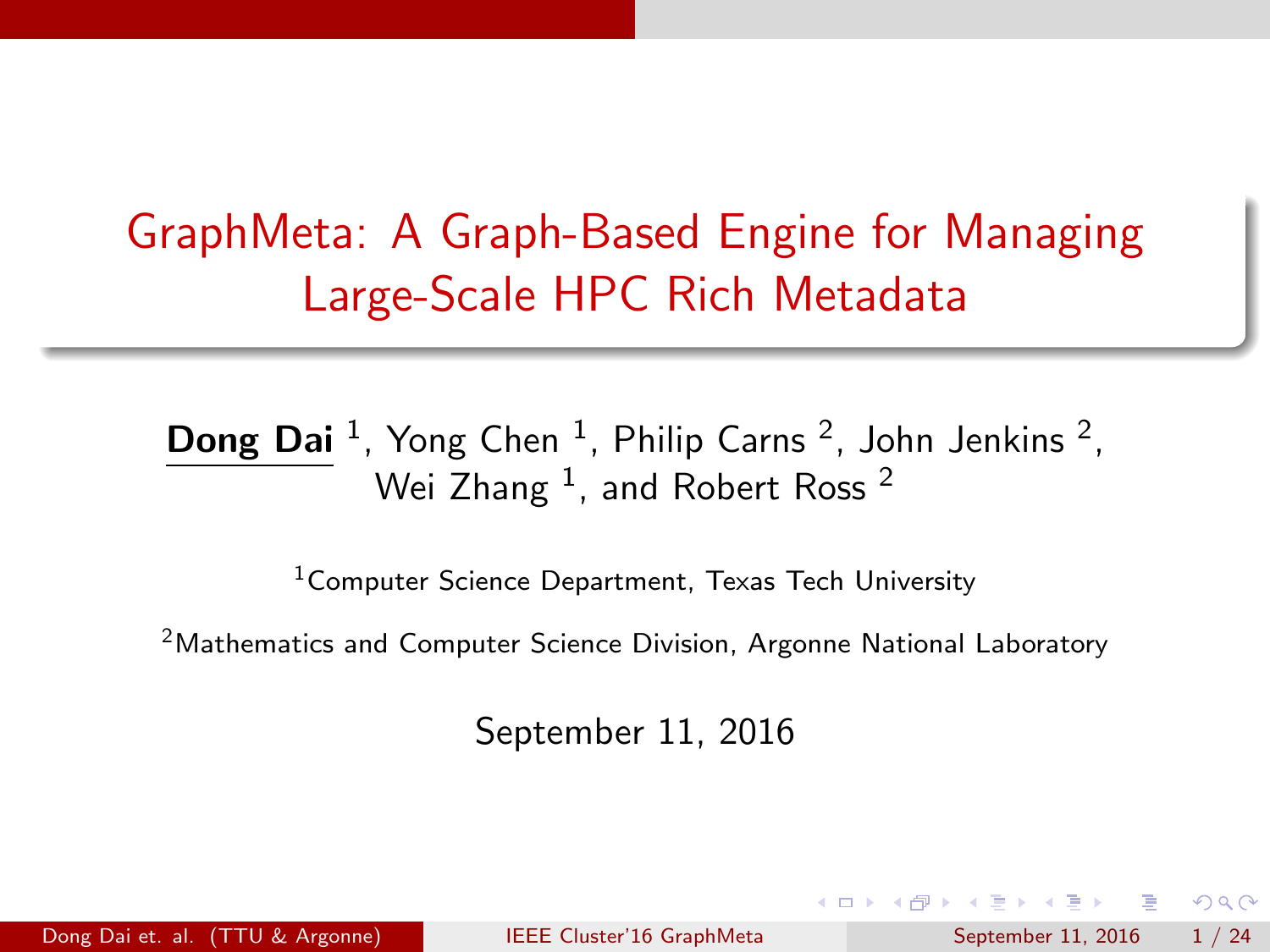# GraphMeta: A Graph-Based Engine for Managing Large-Scale HPC Rich Metadata

**Dong Dai** [1], Yong Chen [1], Philip Carns [2], John Jenkins [2], Wei Zhang [1], and Robert Ross [2]

[1] Computer Science Department, Texas Tech University

[2] Mathematics and Computer Science Division, Argonne National Laboratory

September 11, 2016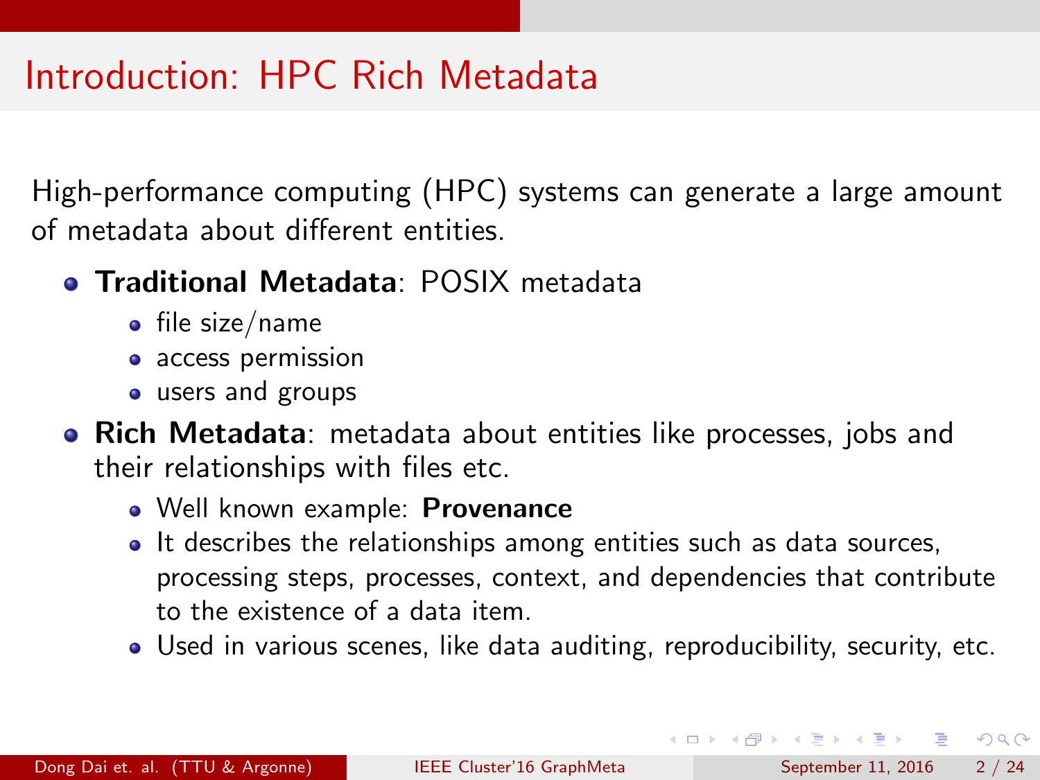# Introduction: HPC Rich Metadata

High-performance computing (HPC) systems can generate a large amount of metadata about different entities.

- **Traditional Metadata**: POSIX metadata
  - file size/name
  - access permission
  - users and groups
- **Rich Metadata**: metadata about entities like processes, jobs and their relationships with files etc.
  - Well known example: **Provenance**
  - It describes the relationships among entities such as data sources, processing steps, processes, context, and dependencies that contribute to the existence of a data item.
  - Used in various scenes, like data auditing, reproducibility, security, etc.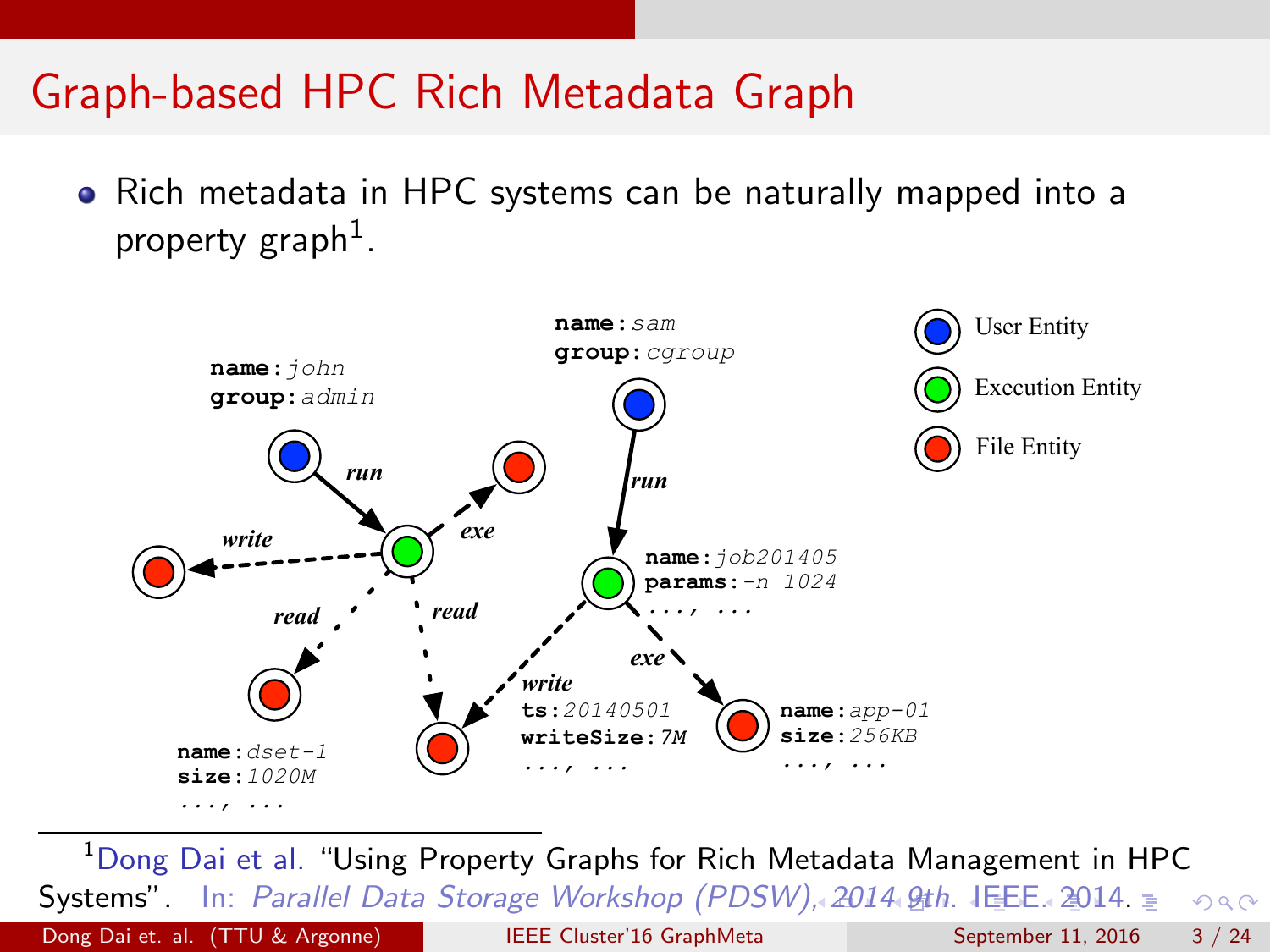# Graph-based HPC Rich Metadata Graph

- Rich metadata in HPC systems can be naturally mapped into a property graph[1].

name: *john*
group: *admin*

name: *sam*
group: *cgroup*

User Entity

Execution Entity

File Entity

*run*

*run*

*exe*

*write*

*read*

*read*

name: *job201405*
params: *-n 1024*
..., ...

*exe*

*write*
ts: *20140501*
writeSize: *7M*
..., ...

name: *app-01*
size: *256KB*
..., ...

name: *dset-1*
size: *1020M*
..., ...

---

[1] Dong Dai et al. "Using Property Graphs for Rich Metadata Management in HPC Systems". In: *Parallel Data Storage Workshop (PDSW), 2014 9th*. IEEE. 2014.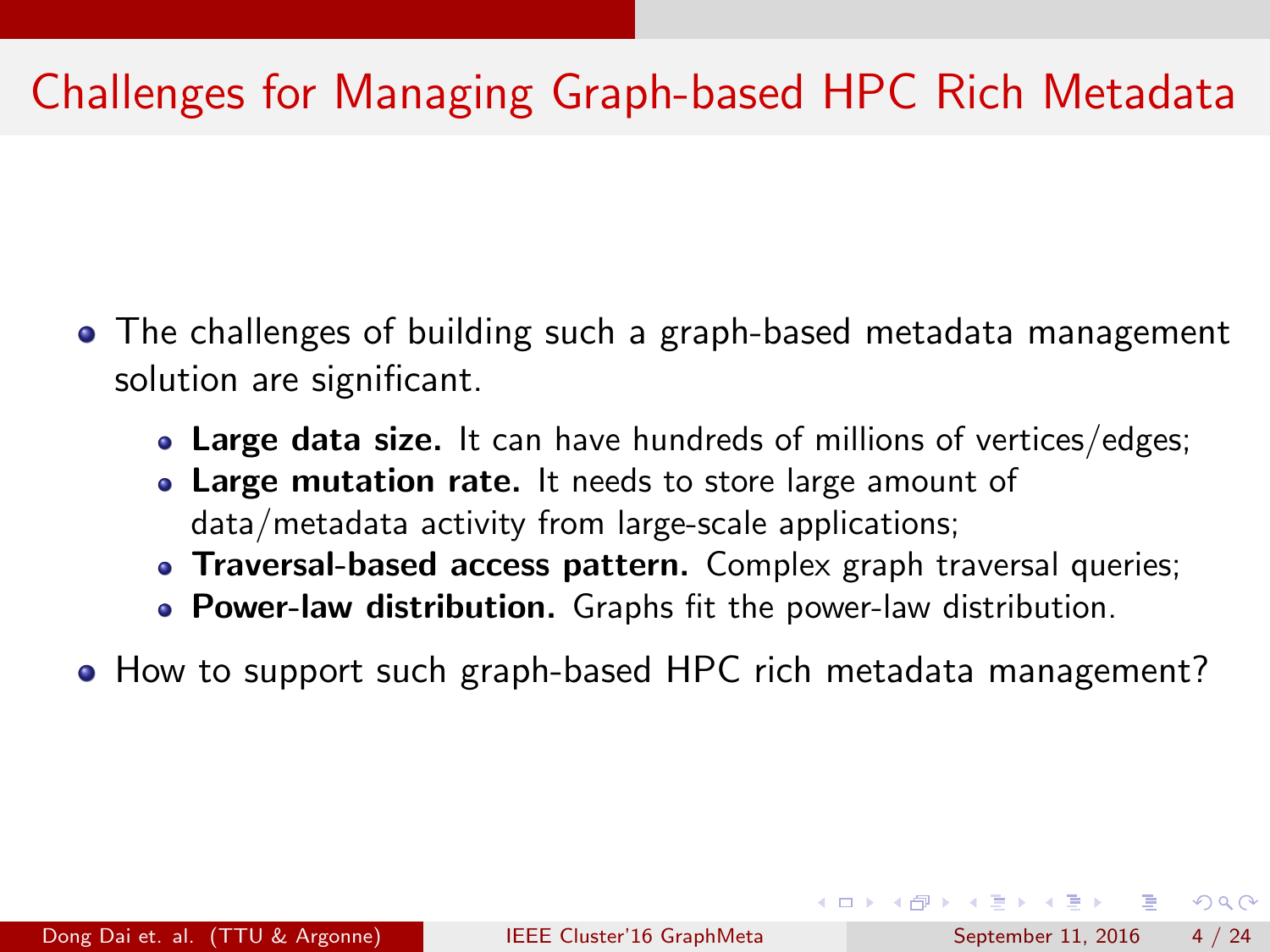# Challenges for Managing Graph-based HPC Rich Metadata

- The challenges of building such a graph-based metadata management solution are significant.
  - **Large data size.** It can have hundreds of millions of vertices/edges;
  - **Large mutation rate.** It needs to store large amount of data/metadata activity from large-scale applications;
  - **Traversal-based access pattern.** Complex graph traversal queries;
  - **Power-law distribution.** Graphs fit the power-law distribution.
- How to support such graph-based HPC rich metadata management?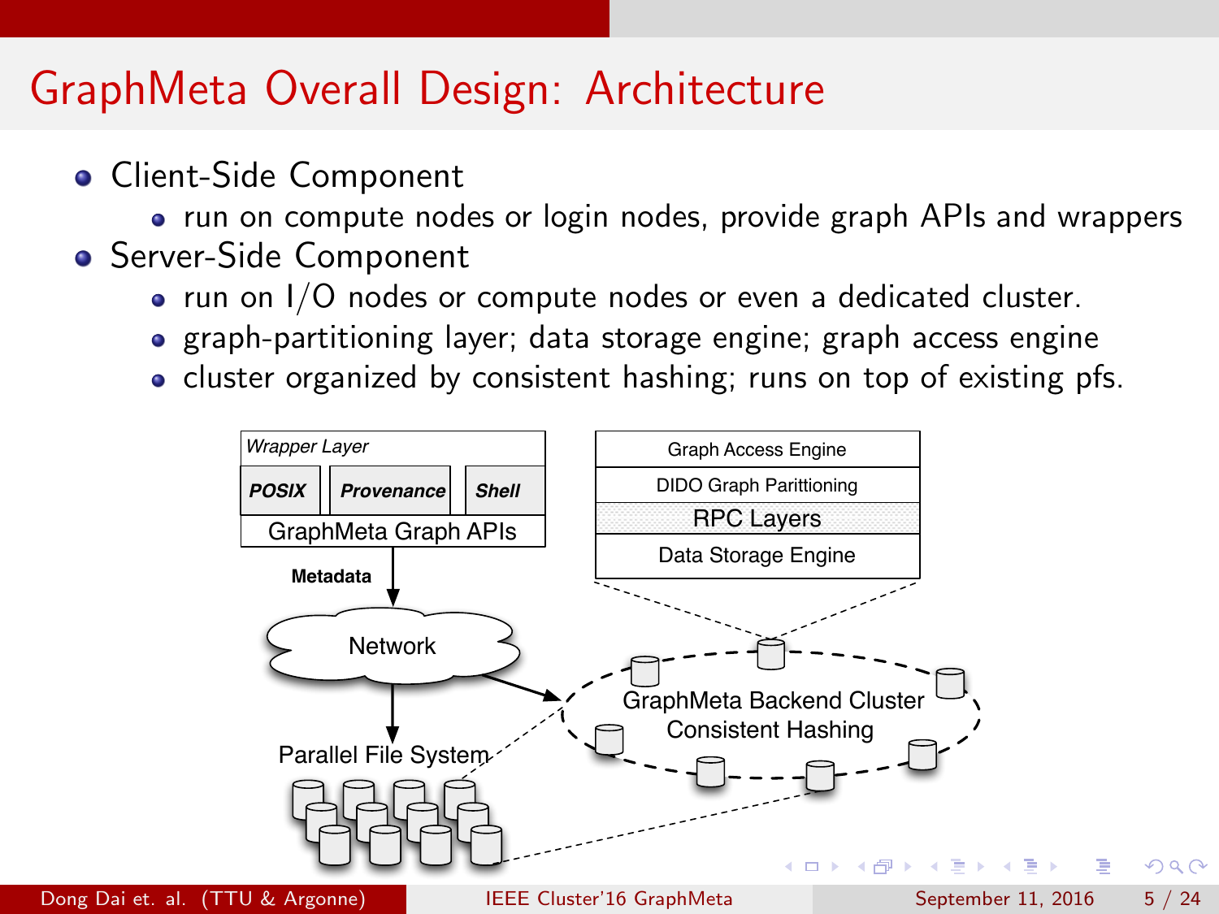# GraphMeta Overall Design: Architecture

- Client-Side Component
  - run on compute nodes or login nodes, provide graph APIs and wrappers
- Server-Side Component
  - run on I/O nodes or compute nodes or even a dedicated cluster.
  - graph-partitioning layer; data storage engine; graph access engine
  - cluster organized by consistent hashing; runs on top of existing pfs.

*Wrapper Layer*

***POSIX*** | ***Provenance*** | ***Shell***

GraphMeta Graph APIs

**Metadata**

Network

Parallel File System

Graph Access Engine

DIDO Graph Parittioning

RPC Layers

Data Storage Engine

GraphMeta Backend Cluster
Consistent Hashing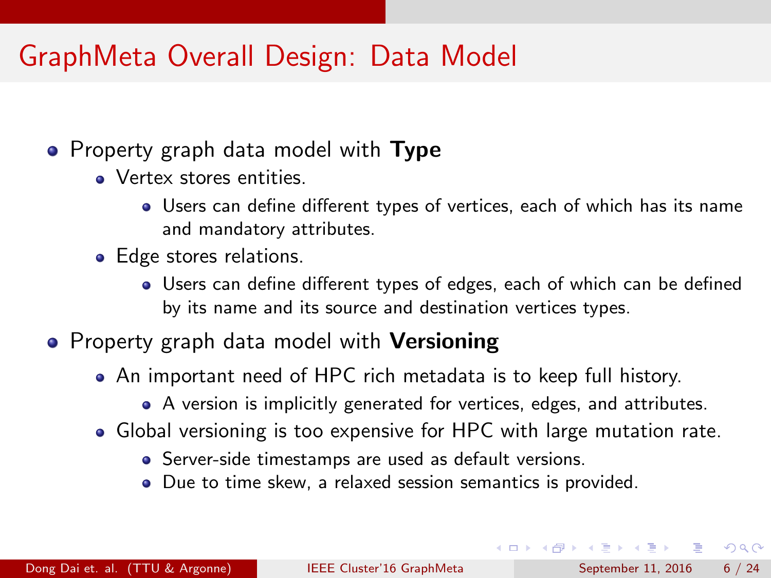# GraphMeta Overall Design: Data Model

- Property graph data model with **Type**
  - Vertex stores entities.
    - Users can define different types of vertices, each of which has its name and mandatory attributes.
  - Edge stores relations.
    - Users can define different types of edges, each of which can be defined by its name and its source and destination vertices types.
- Property graph data model with **Versioning**
  - An important need of HPC rich metadata is to keep full history.
    - A version is implicitly generated for vertices, edges, and attributes.
  - Global versioning is too expensive for HPC with large mutation rate.
    - Server-side timestamps are used as default versions.
    - Due to time skew, a relaxed session semantics is provided.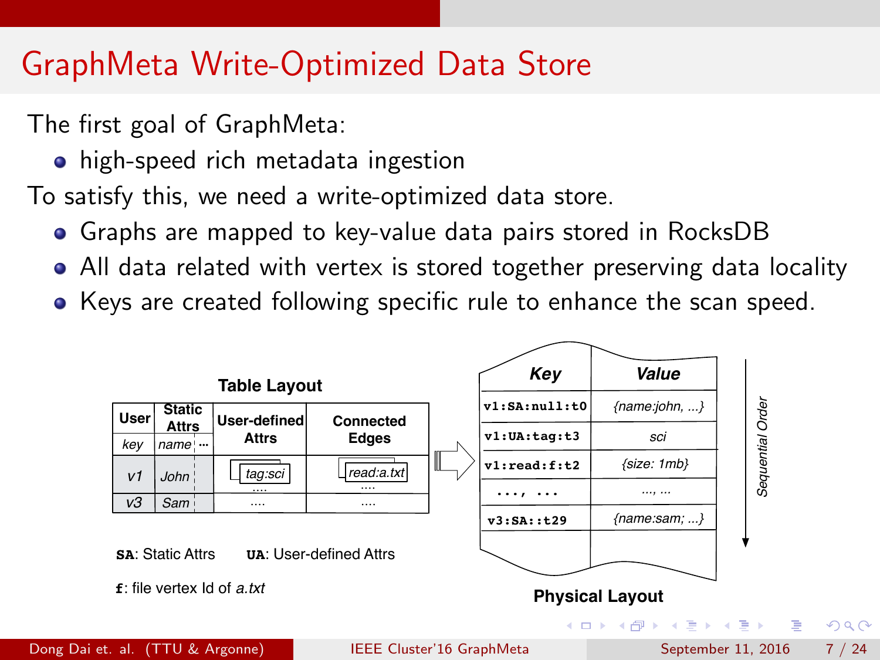# GraphMeta Write-Optimized Data Store

The first goal of GraphMeta:

- high-speed rich metadata ingestion

To satisfy this, we need a write-optimized data store.

- Graphs are mapped to key-value data pairs stored in RocksDB
- All data related with vertex is stored together preserving data locality
- Keys are created following specific rule to enhance the scan speed.

**Table Layout**

| User | Static Attrs | | User-defined Attrs | Connected Edges |
|---|---|---|---|---|
| *key* | *name* | ... | | |
| *v1* | *John* | | *tag:sci* .... | *read:a.txt* .... |
| *v3* | *Sam* | | .... | .... |

**SA**: Static Attrs  **UA**: User-defined Attrs

**f**: file vertex Id of *a.txt*

**Physical Layout**

| Key | Value |
|---|---|
| `v1:SA:null:t0` | *{name:john, ...}* |
| `v1:UA:tag:t3` | *sci* |
| `v1:read:f:t2` | *{size: 1mb}* |
| `..., ...` | *..., ...* |
| `v3:SA::t29` | *{name:sam; ...}* |

*Sequential Order*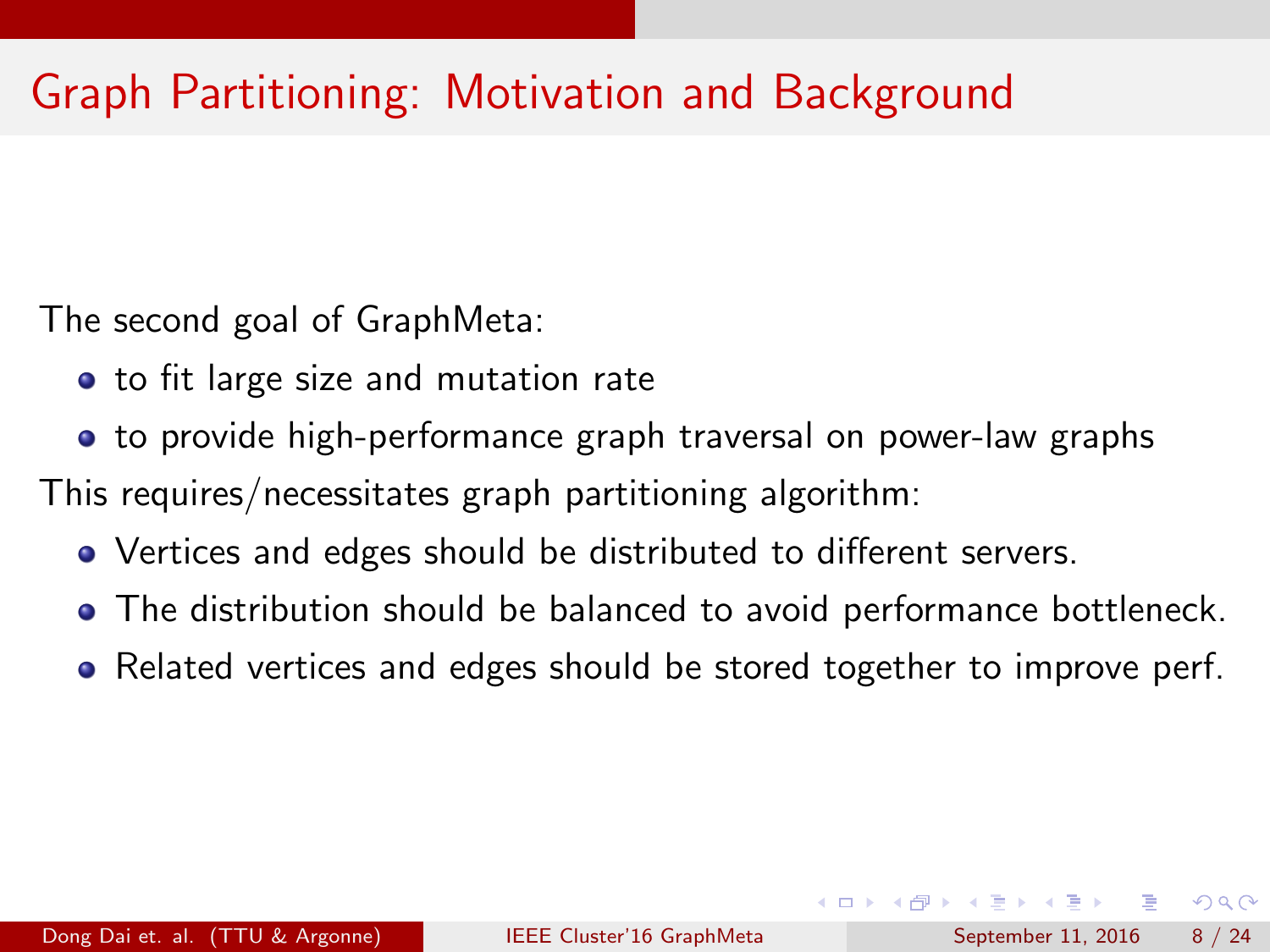# Graph Partitioning: Motivation and Background

The second goal of GraphMeta:

- to fit large size and mutation rate
- to provide high-performance graph traversal on power-law graphs

This requires/necessitates graph partitioning algorithm:

- Vertices and edges should be distributed to different servers.
- The distribution should be balanced to avoid performance bottleneck.
- Related vertices and edges should be stored together to improve perf.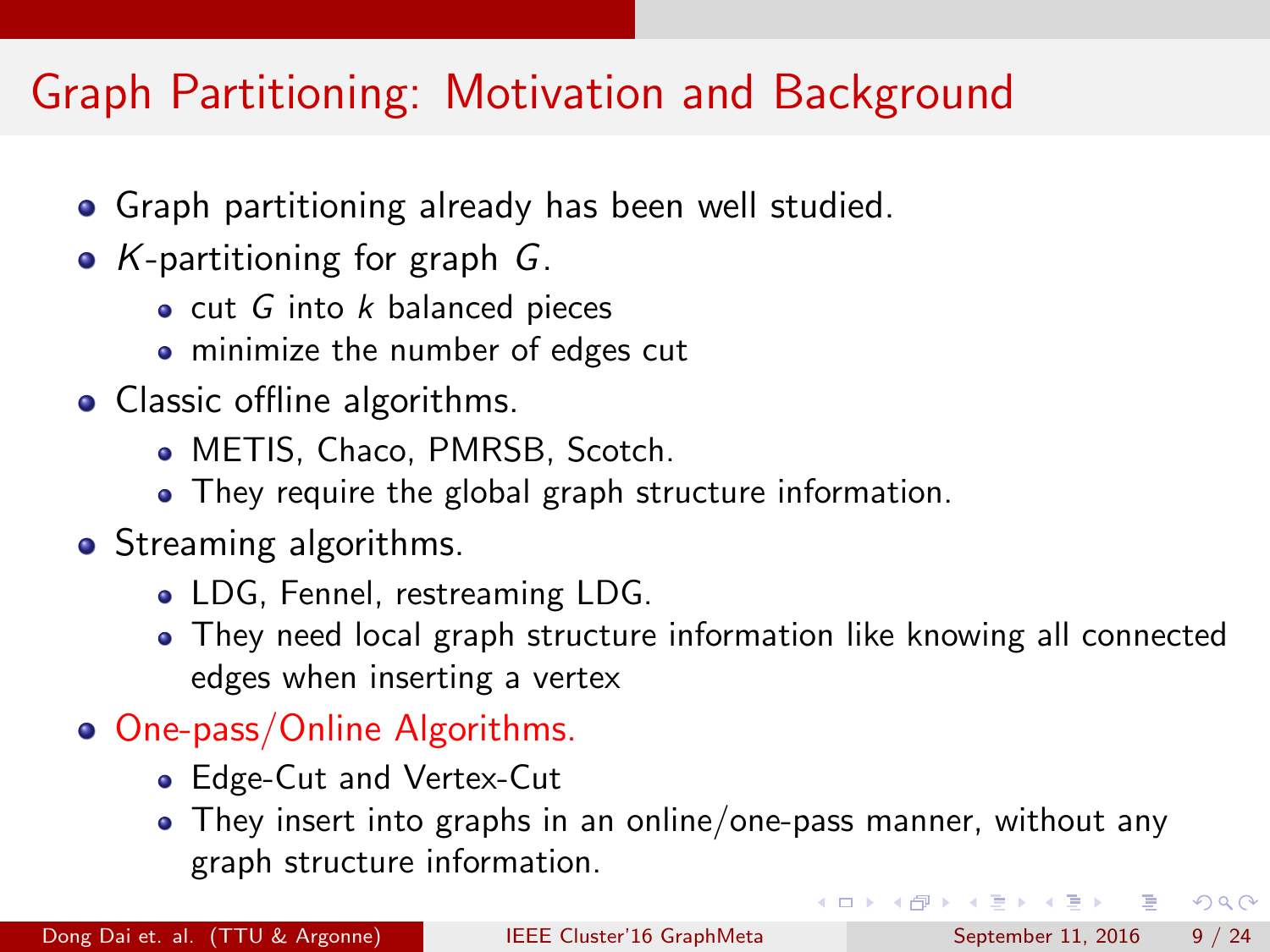# Graph Partitioning: Motivation and Background

- Graph partitioning already has been well studied.
- $K$-partitioning for graph $G$.
  - cut $G$ into $k$ balanced pieces
  - minimize the number of edges cut
- Classic offline algorithms.
  - METIS, Chaco, PMRSB, Scotch.
  - They require the global graph structure information.
- Streaming algorithms.
  - LDG, Fennel, restreaming LDG.
  - They need local graph structure information like knowing all connected edges when inserting a vertex
- One-pass/Online Algorithms.
  - Edge-Cut and Vertex-Cut
  - They insert into graphs in an online/one-pass manner, without any graph structure information.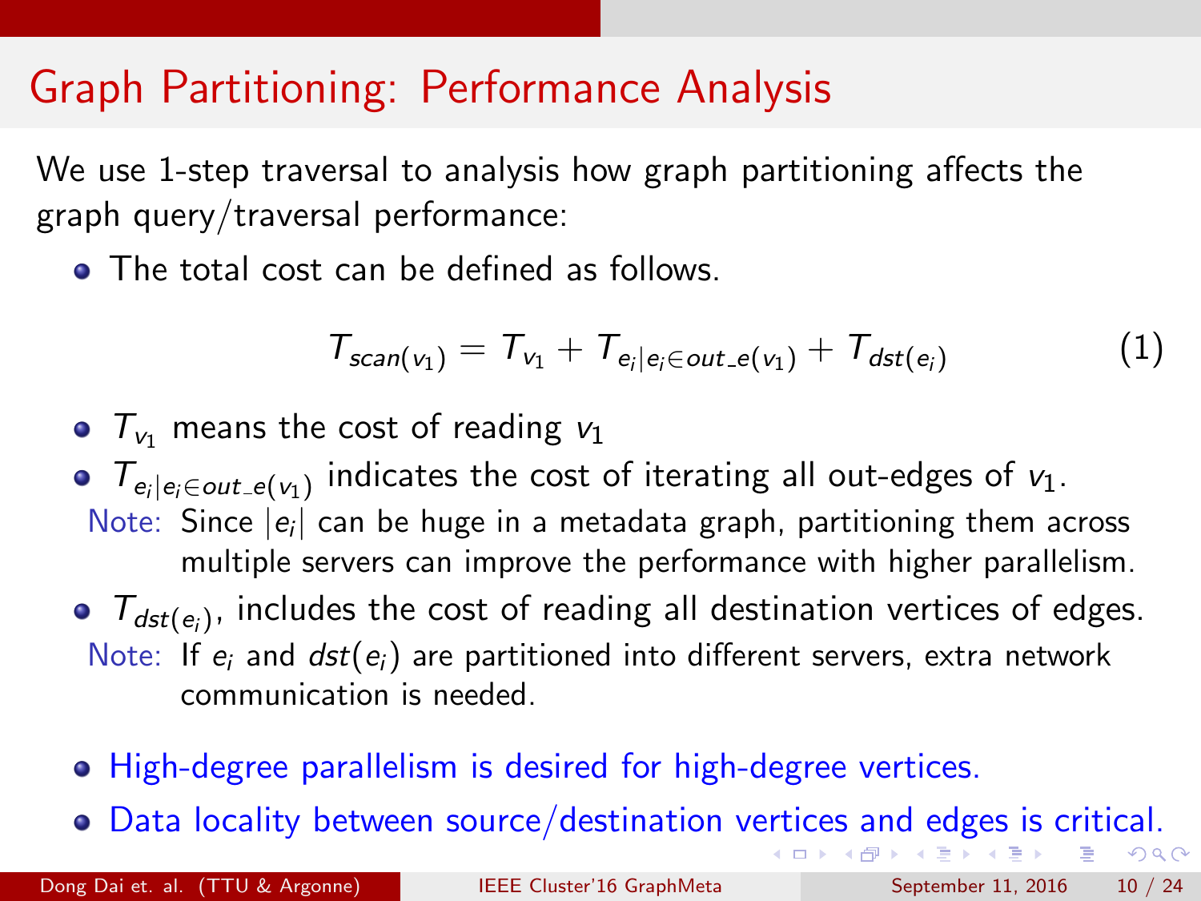# Graph Partitioning: Performance Analysis

We use 1-step traversal to analysis how graph partitioning affects the graph query/traversal performance:

- The total cost can be defined as follows.

$$T_{scan(v_1)} = T_{v_1} + T_{e_i | e_i \in out\_e(v_1)} + T_{dst(e_i)} \tag{1}$$

- $T_{v_1}$ means the cost of reading $v_1$
- $T_{e_i | e_i \in out\_e(v_1)}$ indicates the cost of iterating all out-edges of $v_1$.

  Note: Since $|e_i|$ can be huge in a metadata graph, partitioning them across multiple servers can improve the performance with higher parallelism.
- $T_{dst(e_i)}$, includes the cost of reading all destination vertices of edges.

  Note: If $e_i$ and $dst(e_i)$ are partitioned into different servers, extra network communication is needed.

- High-degree parallelism is desired for high-degree vertices.
- Data locality between source/destination vertices and edges is critical.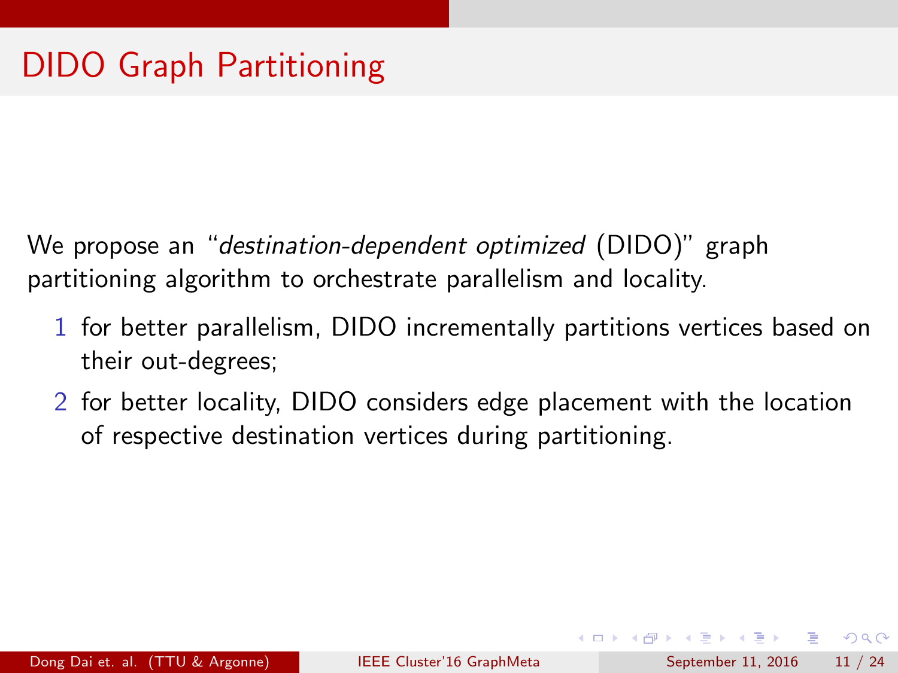# DIDO Graph Partitioning

We propose an "*destination-dependent optimized* (DIDO)" graph partitioning algorithm to orchestrate parallelism and locality.

1. for better parallelism, DIDO incrementally partitions vertices based on their out-degrees;
2. for better locality, DIDO considers edge placement with the location of respective destination vertices during partitioning.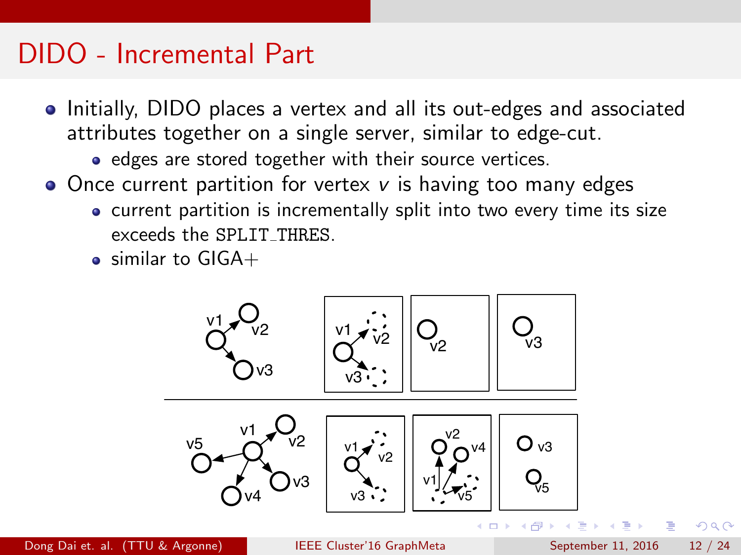# DIDO - Incremental Part

- Initially, DIDO places a vertex and all its out-edges and associated attributes together on a single server, similar to edge-cut.
  - edges are stored together with their source vertices.
- Once current partition for vertex $v$ is having too many edges
  - current partition is incrementally split into two every time its size exceeds the SPLIT_THRES.
  - similar to GIGA+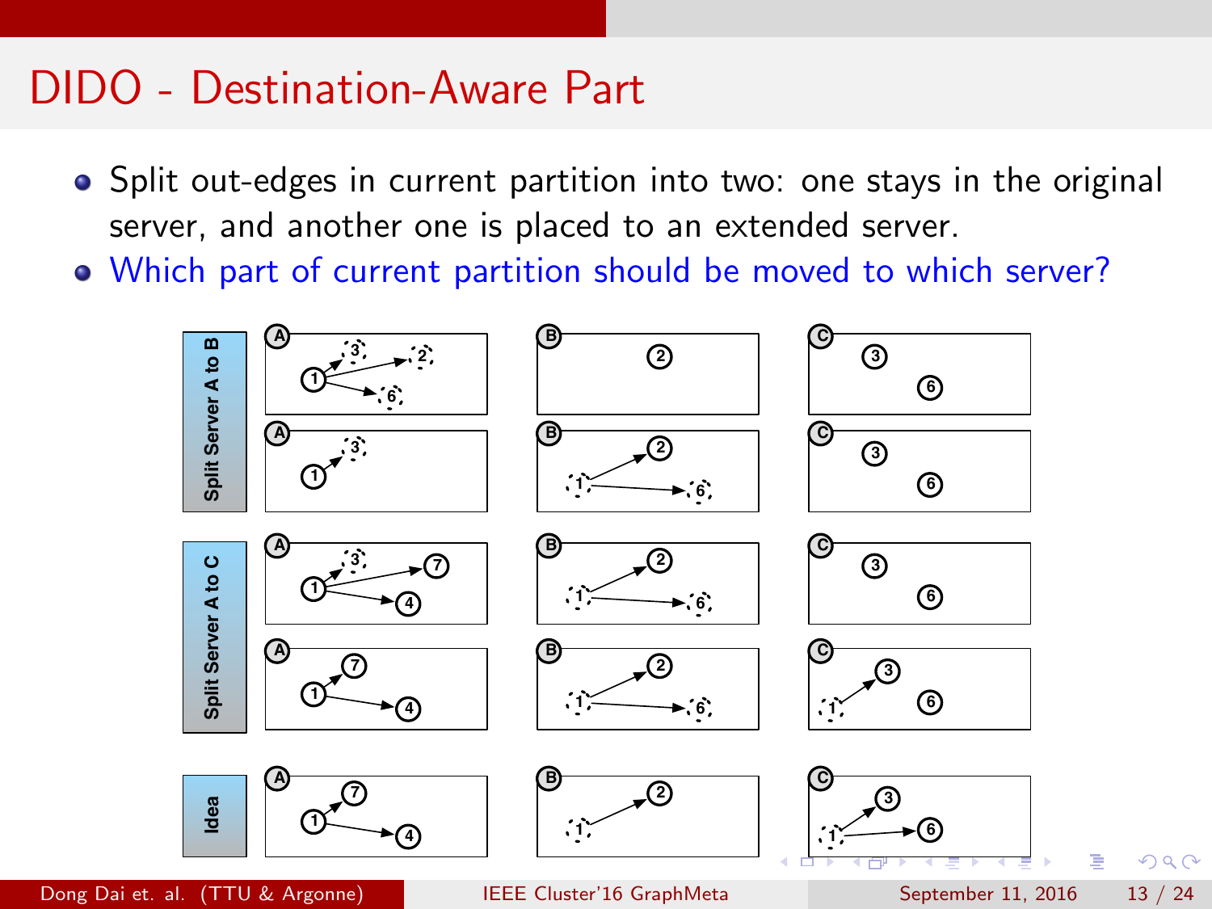# DIDO - Destination-Aware Part

- Split out-edges in current partition into two: one stays in the original server, and another one is placed to an extended server.
- Which part of current partition should be moved to which server?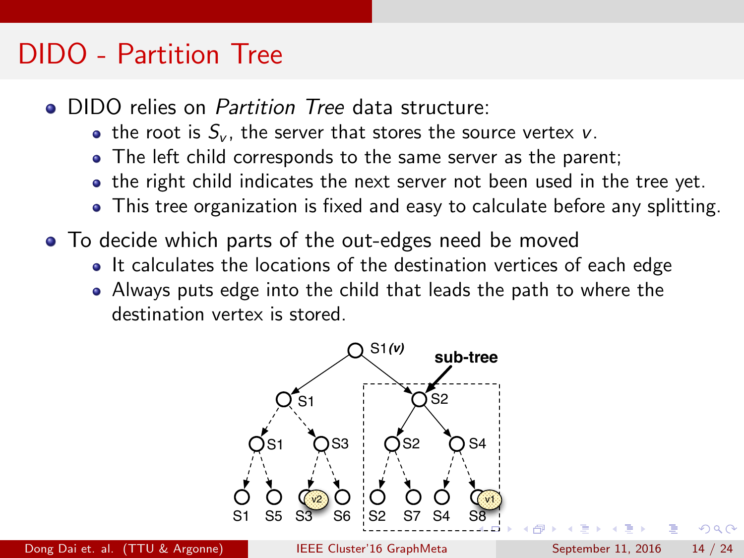# DIDO - Partition Tree

- DIDO relies on *Partition Tree* data structure:
  - the root is $S_v$, the server that stores the source vertex $v$.
  - The left child corresponds to the same server as the parent;
  - the right child indicates the next server not been used in the tree yet.
  - This tree organization is fixed and easy to calculate before any splitting.
- To decide which parts of the out-edges need be moved
  - It calculates the locations of the destination vertices of each edge
  - Always puts edge into the child that leads the path to where the destination vertex is stored.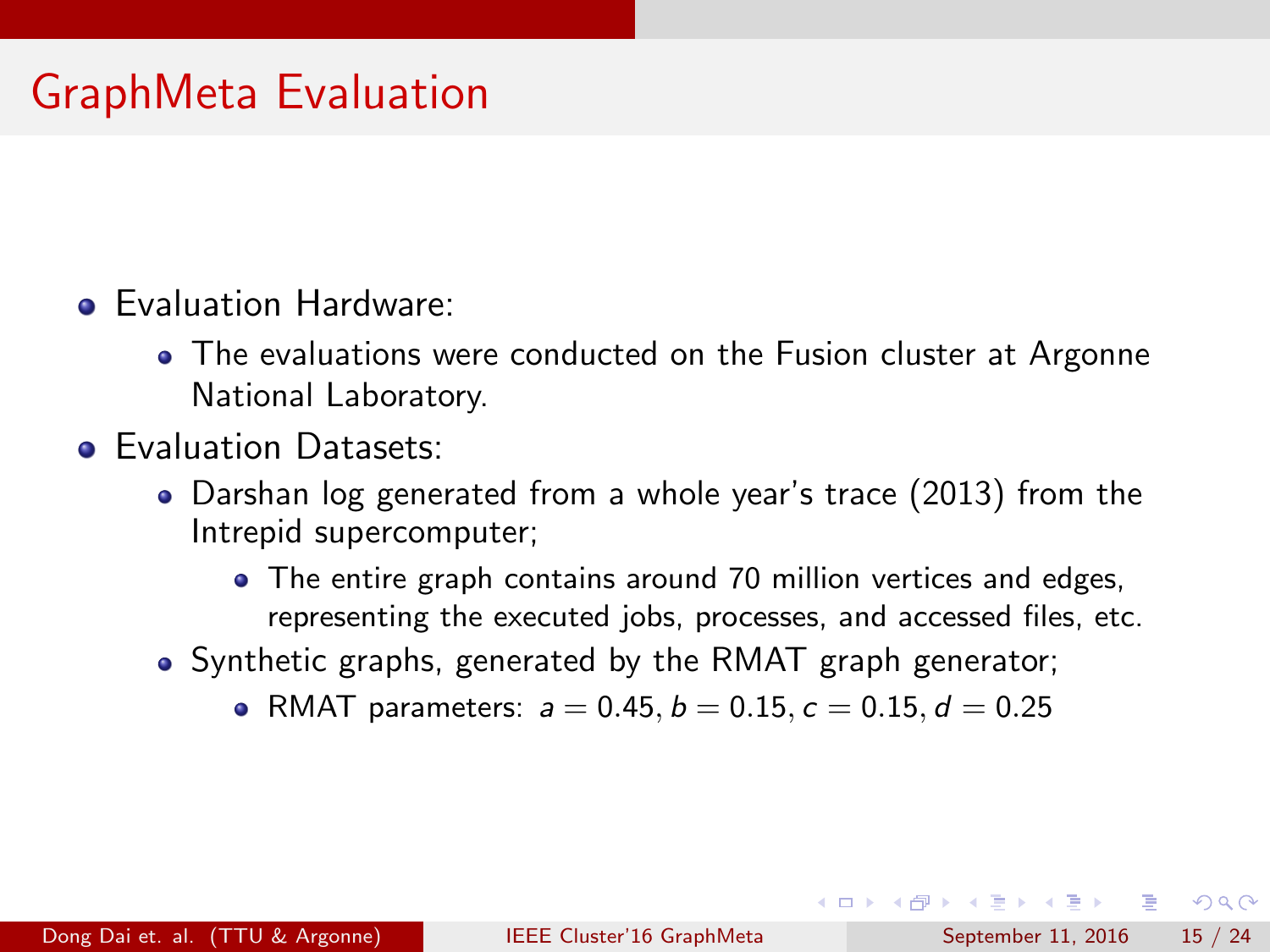# GraphMeta Evaluation

- Evaluation Hardware:
  - The evaluations were conducted on the Fusion cluster at Argonne National Laboratory.
- Evaluation Datasets:
  - Darshan log generated from a whole year's trace (2013) from the Intrepid supercomputer;
    - The entire graph contains around 70 million vertices and edges, representing the executed jobs, processes, and accessed files, etc.
  - Synthetic graphs, generated by the RMAT graph generator;
    - RMAT parameters: $a = 0.45, b = 0.15, c = 0.15, d = 0.25$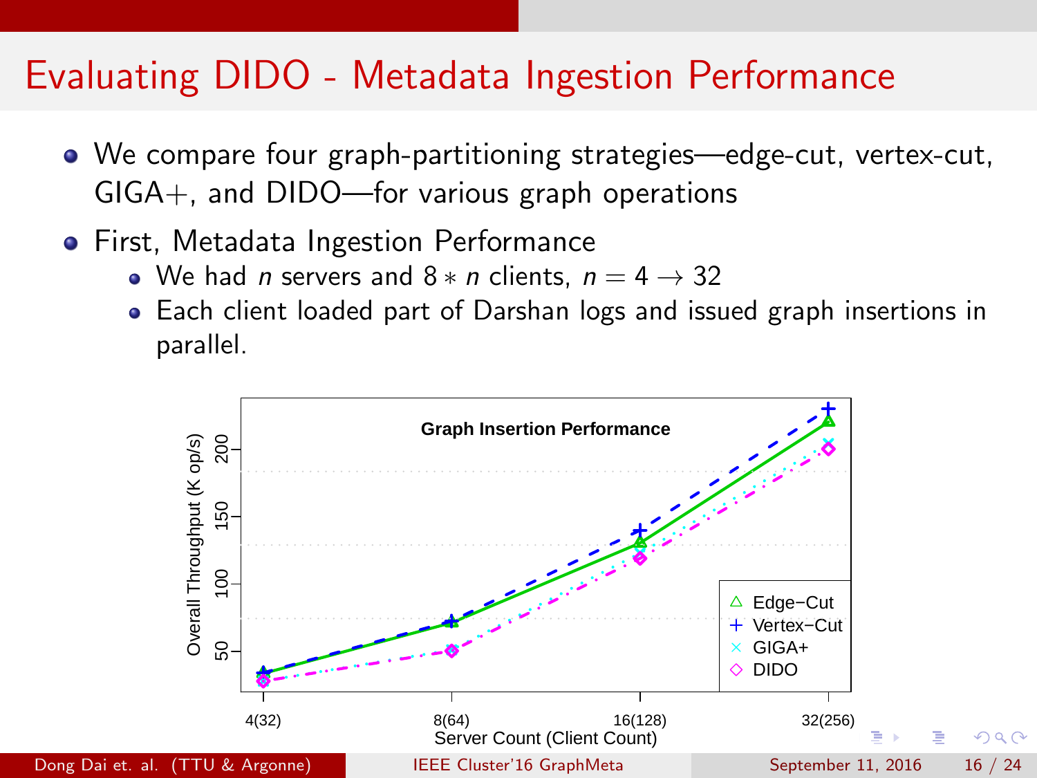# Evaluating DIDO - Metadata Ingestion Performance

- We compare four graph-partitioning strategies—edge-cut, vertex-cut, GIGA+, and DIDO—for various graph operations
- First, Metadata Ingestion Performance
  - We had $n$ servers and $8 * n$ clients, $n = 4 \rightarrow 32$
  - Each client loaded part of Darshan logs and issued graph insertions in parallel.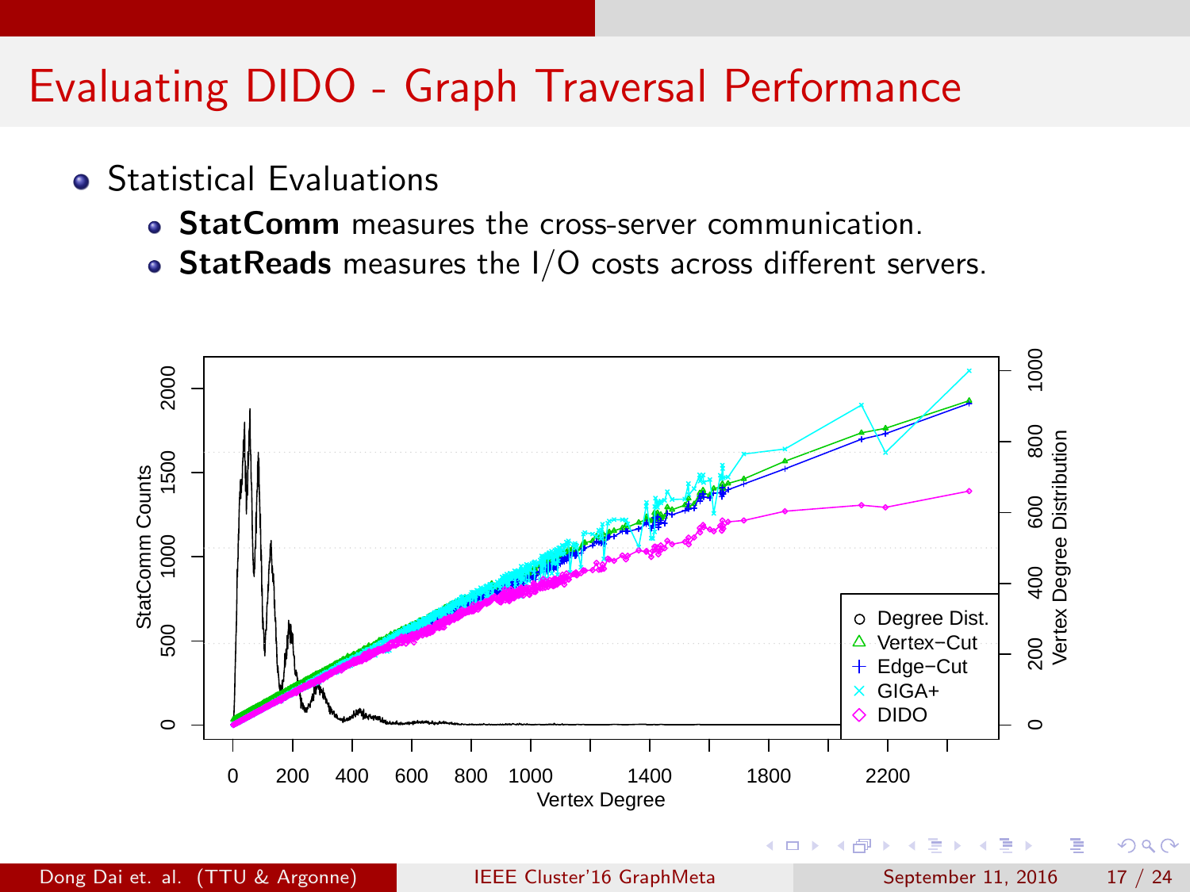# Evaluating DIDO - Graph Traversal Performance

- Statistical Evaluations
  - **StatComm** measures the cross-server communication.
  - **StatReads** measures the I/O costs across different servers.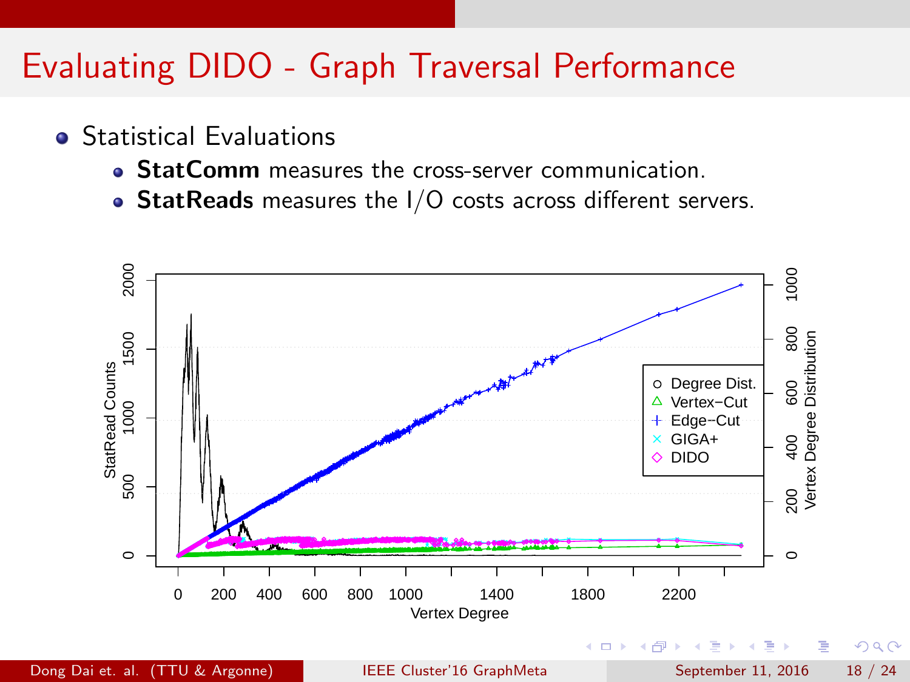# Evaluating DIDO - Graph Traversal Performance

- Statistical Evaluations
  - **StatComm** measures the cross-server communication.
  - **StatReads** measures the I/O costs across different servers.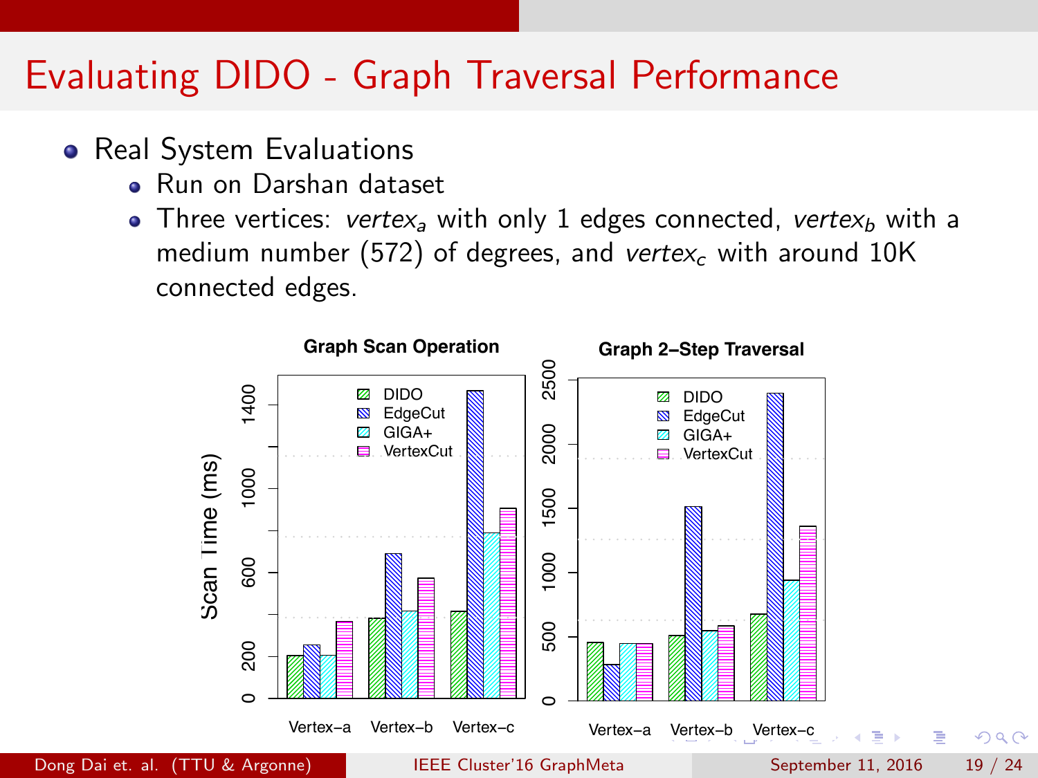# Evaluating DIDO - Graph Traversal Performance

- Real System Evaluations
  - Run on Darshan dataset
  - Three vertices: $vertex_a$ with only 1 edges connected, $vertex_b$ with a medium number (572) of degrees, and $vertex_c$ with around 10K connected edges.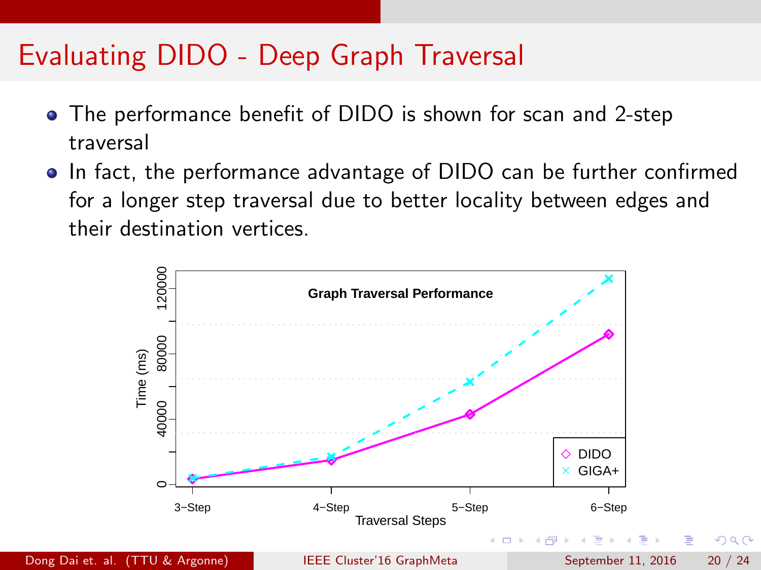# Evaluating DIDO - Deep Graph Traversal

- The performance benefit of DIDO is shown for scan and 2-step traversal
- In fact, the performance advantage of DIDO can be further confirmed for a longer step traversal due to better locality between edges and their destination vertices.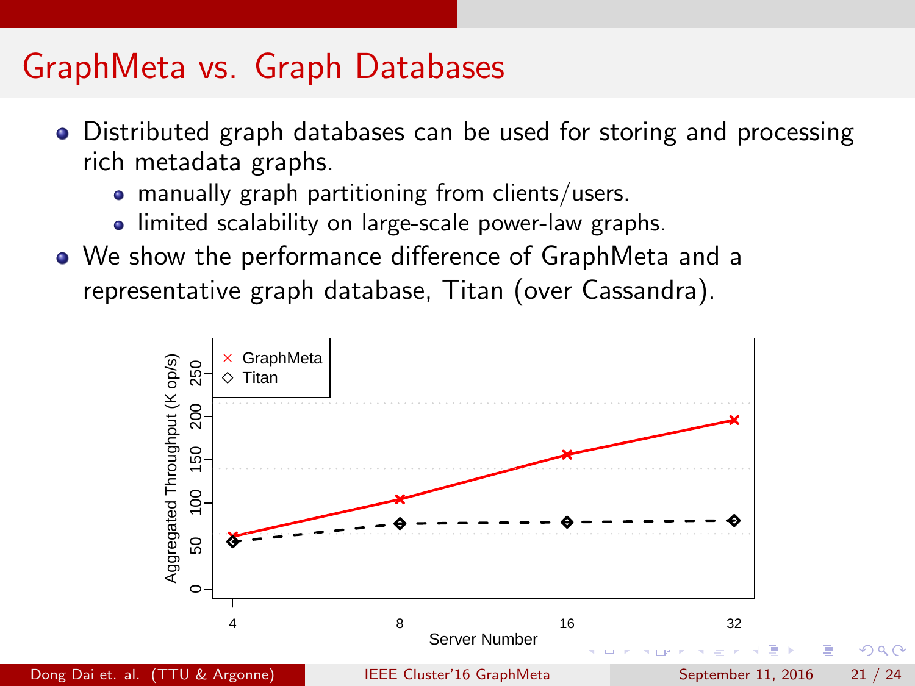# GraphMeta vs. Graph Databases

- Distributed graph databases can be used for storing and processing rich metadata graphs.
  - manually graph partitioning from clients/users.
  - limited scalability on large-scale power-law graphs.
- We show the performance difference of GraphMeta and a representative graph database, Titan (over Cassandra).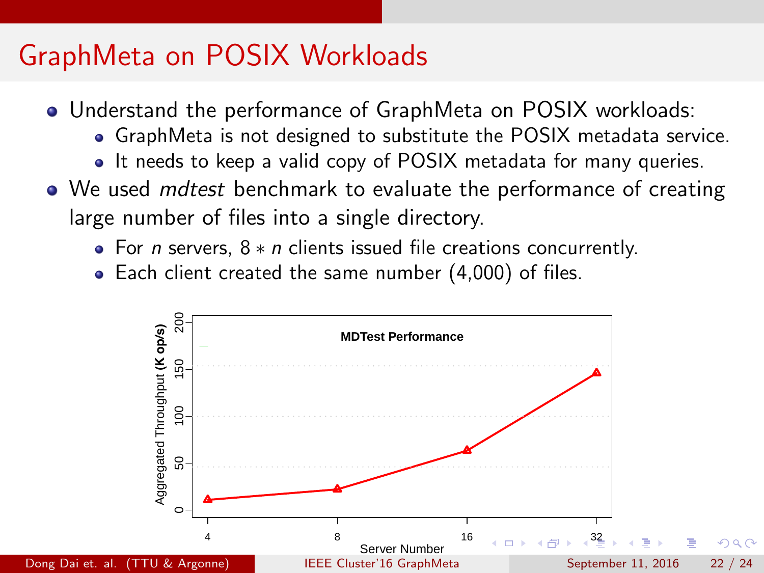# GraphMeta on POSIX Workloads

- Understand the performance of GraphMeta on POSIX workloads:
  - GraphMeta is not designed to substitute the POSIX metadata service.
  - It needs to keep a valid copy of POSIX metadata for many queries.
- We used *mdtest* benchmark to evaluate the performance of creating large number of files into a single directory.
  - For $n$ servers, $8 * n$ clients issued file creations concurrently.
  - Each client created the same number (4,000) of files.

**MDTest Performance**

Aggregated Throughput **(K op/s)**

Server Number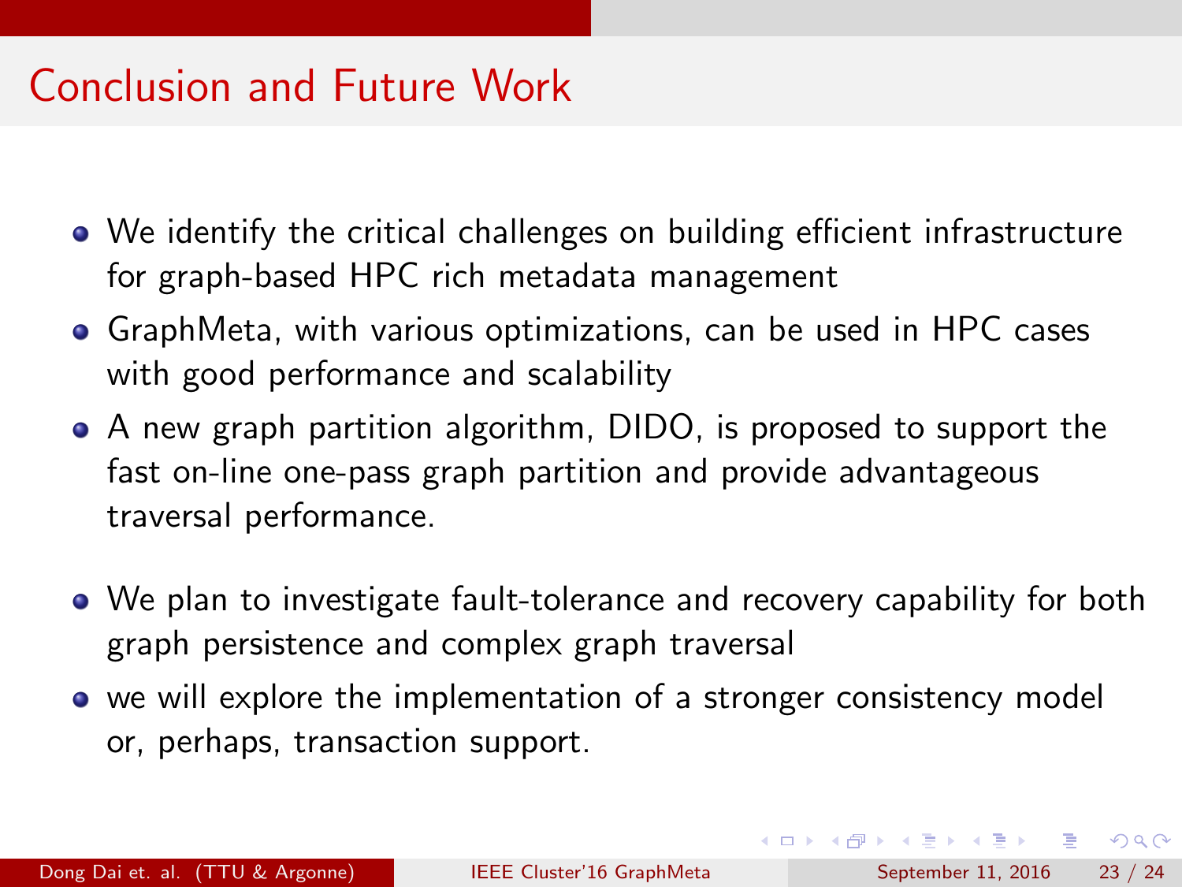# Conclusion and Future Work

- We identify the critical challenges on building efficient infrastructure for graph-based HPC rich metadata management
- GraphMeta, with various optimizations, can be used in HPC cases with good performance and scalability
- A new graph partition algorithm, DIDO, is proposed to support the fast on-line one-pass graph partition and provide advantageous traversal performance.

- We plan to investigate fault-tolerance and recovery capability for both graph persistence and complex graph traversal
- we will explore the implementation of a stronger consistency model or, perhaps, transaction support.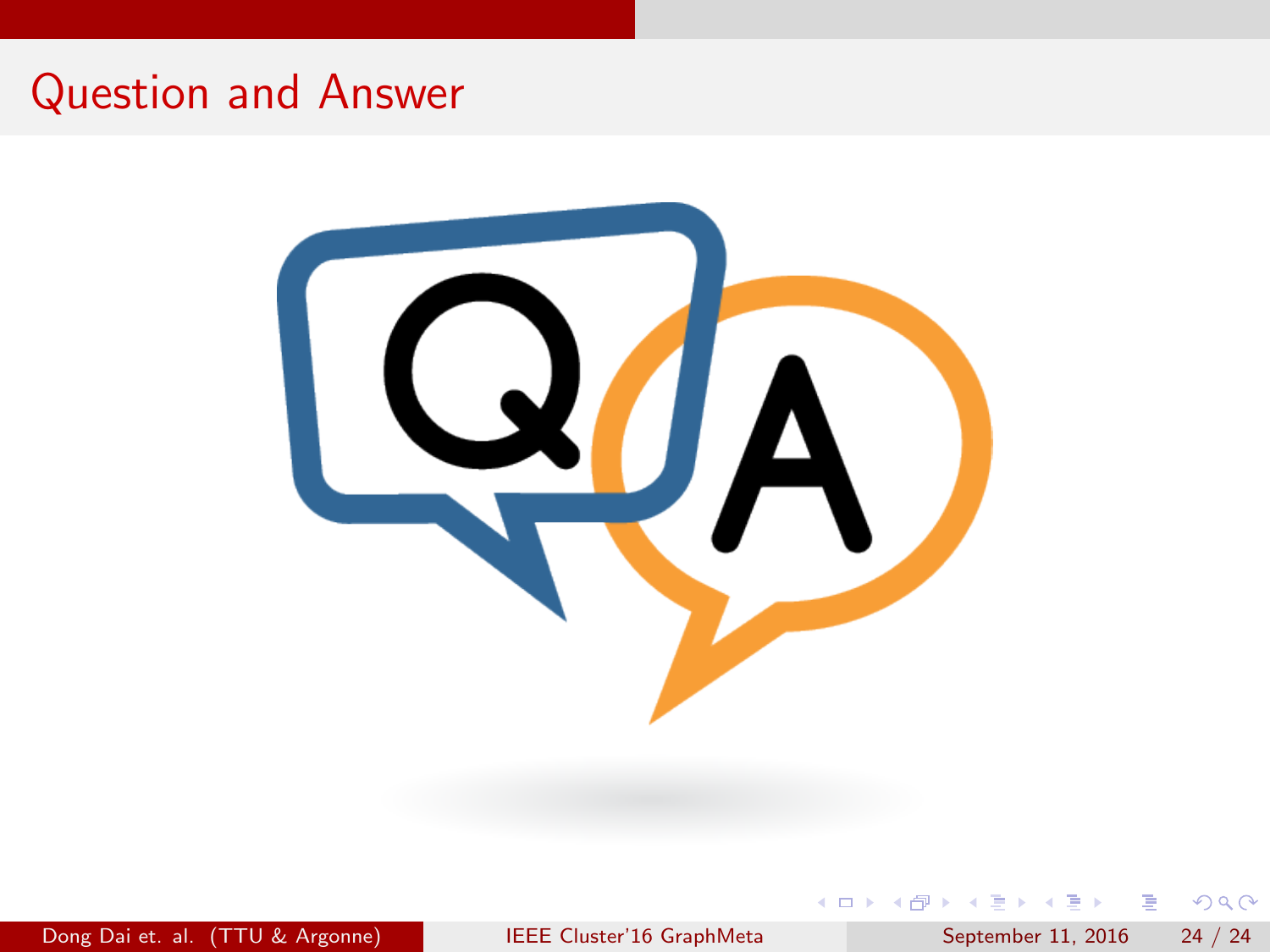# Question and Answer